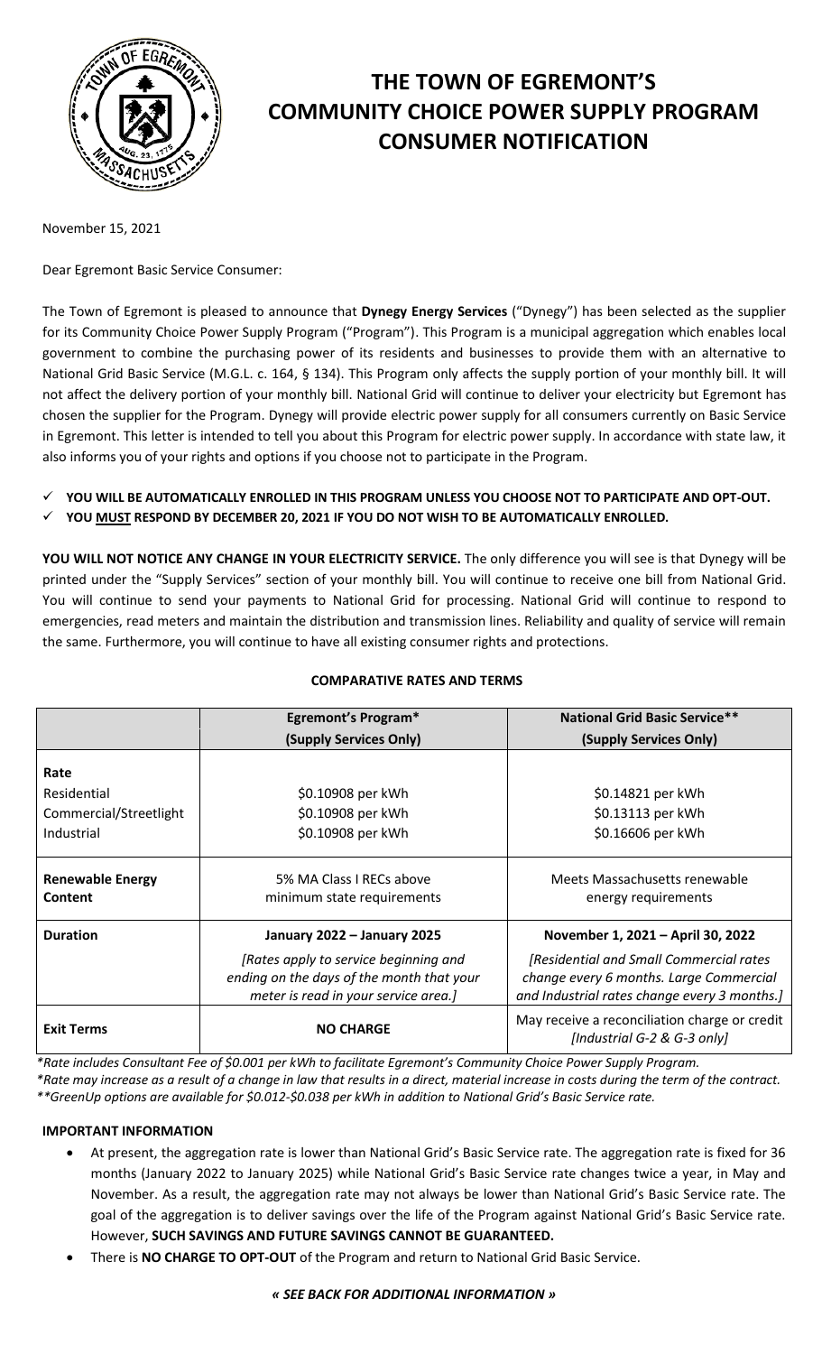# THE TOWN OF EGREMONT'S COMMUNITY CHOICE POWER SUPPLY PROGRAM CONSUMER NOTIFICATION

November 15, 2021

Dear Egremont Basic Service Consumer:

The Town of Egremont is pleased to announce that **Dynegy Energy Services** ("Dynegy") has been selected as the supplier for its Community Choice Power Supply Program ("Program"). This Program is a municipal aggregation which enables local government to combine the purchasing power of its residents and businesses to provide them with an alternative to National Grid Basic Service (M.G.L. c. 164, § 134). This Program only affects the supply portion of your monthly bill. It will not affect the delivery portion of your monthly bill. National Grid will continue to deliver your electricity but Egremont has chosen the supplier for the Program. Dynegy will provide electric power supply for all consumers currently on Basic Service in Egremont. This letter is intended to tell you about this Program for electric power supply. In accordance with state law, it also informs you of your rights and options if you choose not to participate in the Program.

- ✓ **YOU WILL BE AUTOMATICALLY ENROLLED IN THIS PROGRAM UNLESS YOU CHOOSE NOT TO PARTICIPATE AND OPT-OUT.**
- ✓ **YOU MUST RESPOND BY DECEMBER 20, 2021 IF YOU DO NOT WISH TO BE AUTOMATICALLY ENROLLED.**

**YOU WILL NOT NOTICE ANY CHANGE IN YOUR ELECTRICITY SERVICE.** The only difference you will see is that Dynegy will be printed under the "Supply Services" section of your monthly bill. You will continue to receive one bill from National Grid. You will continue to send your payments to National Grid for processing. National Grid will continue to respond to emergencies, read meters and maintain the distribution and transmission lines. Reliability and quality of service will remain the same. Furthermore, you will continue to have all existing consumer rights and protections.

**COMPARATIVE RATES AND TERMS**

| | **Egremont's Program*** **(Supply Services Only)** | **National Grid Basic Service**** **(Supply Services Only)** |
|---|---|---|
| **Rate** | | |
| Residential | $0.10908 per kWh | $0.14821 per kWh |
| Commercial/Streetlight | $0.10908 per kWh | $0.13113 per kWh |
| Industrial | $0.10908 per kWh | $0.16606 per kWh |
| **Renewable Energy Content** | 5% MA Class I RECs above minimum state requirements | Meets Massachusetts renewable energy requirements |
| **Duration** | **January 2022 – January 2025** *[Rates apply to service beginning and ending on the days of the month that your meter is read in your service area.]* | **November 1, 2021 – April 30, 2022** *[Residential and Small Commercial rates change every 6 months. Large Commercial and Industrial rates change every 3 months.]* |
| **Exit Terms** | **NO CHARGE** | May receive a reconciliation charge or credit *[Industrial G-2 & G-3 only]* |

*\*Rate includes Consultant Fee of $0.001 per kWh to facilitate Egremont's Community Choice Power Supply Program.*
*\*Rate may increase as a result of a change in law that results in a direct, material increase in costs during the term of the contract.*
*\*\*GreenUp options are available for $0.012-$0.038 per kWh in addition to National Grid's Basic Service rate.*

**IMPORTANT INFORMATION**

- At present, the aggregation rate is lower than National Grid's Basic Service rate. The aggregation rate is fixed for 36 months (January 2022 to January 2025) while National Grid's Basic Service rate changes twice a year, in May and November. As a result, the aggregation rate may not always be lower than National Grid's Basic Service rate. The goal of the aggregation is to deliver savings over the life of the Program against National Grid's Basic Service rate. However, **SUCH SAVINGS AND FUTURE SAVINGS CANNOT BE GUARANTEED.**
- There is **NO CHARGE TO OPT-OUT** of the Program and return to National Grid Basic Service.

***« SEE BACK FOR ADDITIONAL INFORMATION »***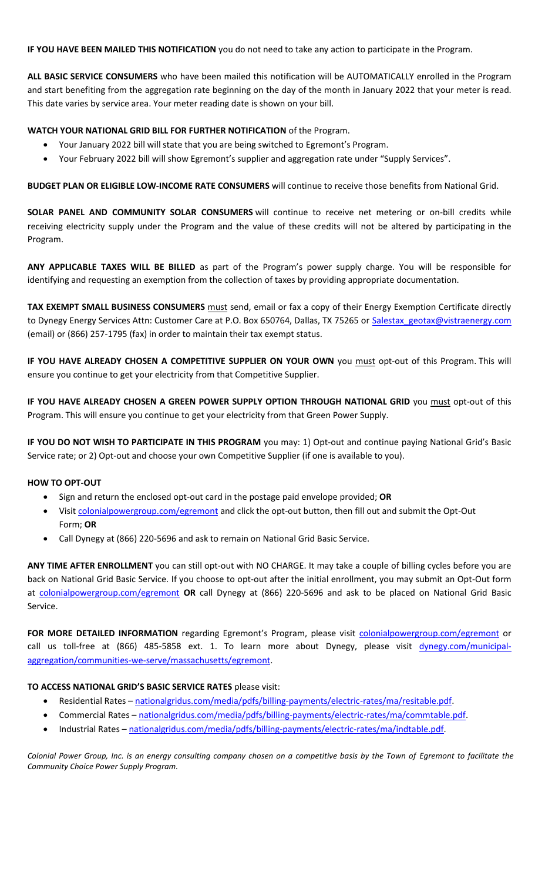**IF YOU HAVE BEEN MAILED THIS NOTIFICATION** you do not need to take any action to participate in the Program.

**ALL BASIC SERVICE CONSUMERS** who have been mailed this notification will be AUTOMATICALLY enrolled in the Program and start benefiting from the aggregation rate beginning on the day of the month in January 2022 that your meter is read. This date varies by service area. Your meter reading date is shown on your bill.

**WATCH YOUR NATIONAL GRID BILL FOR FURTHER NOTIFICATION** of the Program.

- Your January 2022 bill will state that you are being switched to Egremont's Program.
- Your February 2022 bill will show Egremont's supplier and aggregation rate under "Supply Services".

**BUDGET PLAN OR ELIGIBLE LOW-INCOME RATE CONSUMERS** will continue to receive those benefits from National Grid.

**SOLAR PANEL AND COMMUNITY SOLAR CONSUMERS** will continue to receive net metering or on-bill credits while receiving electricity supply under the Program and the value of these credits will not be altered by participating in the Program.

**ANY APPLICABLE TAXES WILL BE BILLED** as part of the Program's power supply charge. You will be responsible for identifying and requesting an exemption from the collection of taxes by providing appropriate documentation.

**TAX EXEMPT SMALL BUSINESS CONSUMERS** must send, email or fax a copy of their Energy Exemption Certificate directly to Dynegy Energy Services Attn: Customer Care at P.O. Box 650764, Dallas, TX 75265 or Salestax_geotax@vistraenergy.com (email) or (866) 257-1795 (fax) in order to maintain their tax exempt status.

**IF YOU HAVE ALREADY CHOSEN A COMPETITIVE SUPPLIER ON YOUR OWN** you must opt-out of this Program. This will ensure you continue to get your electricity from that Competitive Supplier.

**IF YOU HAVE ALREADY CHOSEN A GREEN POWER SUPPLY OPTION THROUGH NATIONAL GRID** you must opt-out of this Program. This will ensure you continue to get your electricity from that Green Power Supply.

**IF YOU DO NOT WISH TO PARTICIPATE IN THIS PROGRAM** you may: 1) Opt-out and continue paying National Grid's Basic Service rate; or 2) Opt-out and choose your own Competitive Supplier (if one is available to you).

**HOW TO OPT-OUT**

- Sign and return the enclosed opt-out card in the postage paid envelope provided; **OR**
- Visit colonialpowergroup.com/egremont and click the opt-out button, then fill out and submit the Opt-Out Form; **OR**
- Call Dynegy at (866) 220-5696 and ask to remain on National Grid Basic Service.

**ANY TIME AFTER ENROLLMENT** you can still opt-out with NO CHARGE. It may take a couple of billing cycles before you are back on National Grid Basic Service. If you choose to opt-out after the initial enrollment, you may submit an Opt-Out form at colonialpowergroup.com/egremont **OR** call Dynegy at (866) 220-5696 and ask to be placed on National Grid Basic Service.

**FOR MORE DETAILED INFORMATION** regarding Egremont's Program, please visit colonialpowergroup.com/egremont or call us toll-free at (866) 485-5858 ext. 1. To learn more about Dynegy, please visit dynegy.com/municipal-aggregation/communities-we-serve/massachusetts/egremont.

**TO ACCESS NATIONAL GRID'S BASIC SERVICE RATES** please visit:

- Residential Rates – nationalgridus.com/media/pdfs/billing-payments/electric-rates/ma/resitable.pdf.
- Commercial Rates – nationalgridus.com/media/pdfs/billing-payments/electric-rates/ma/commtable.pdf.
- Industrial Rates – nationalgridus.com/media/pdfs/billing-payments/electric-rates/ma/indtable.pdf.

*Colonial Power Group, Inc. is an energy consulting company chosen on a competitive basis by the Town of Egremont to facilitate the Community Choice Power Supply Program.*